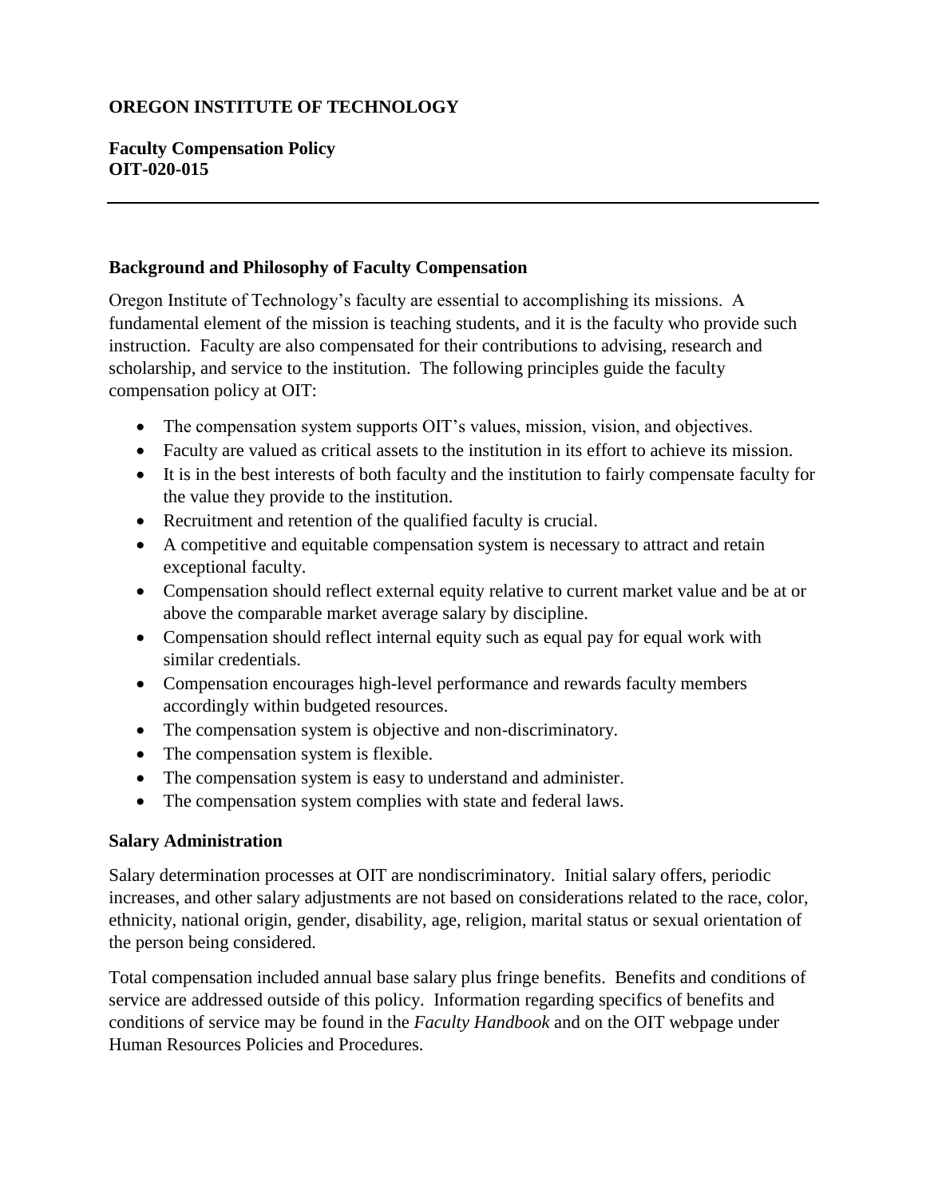**OREGON INSTITUTE OF TECHNOLOGY**

**Faculty Compensation Policy**
**OIT-020-015**

---

### Background and Philosophy of Faculty Compensation

Oregon Institute of Technology's faculty are essential to accomplishing its missions. A fundamental element of the mission is teaching students, and it is the faculty who provide such instruction. Faculty are also compensated for their contributions to advising, research and scholarship, and service to the institution. The following principles guide the faculty compensation policy at OIT:

- The compensation system supports OIT's values, mission, vision, and objectives.
- Faculty are valued as critical assets to the institution in its effort to achieve its mission.
- It is in the best interests of both faculty and the institution to fairly compensate faculty for the value they provide to the institution.
- Recruitment and retention of the qualified faculty is crucial.
- A competitive and equitable compensation system is necessary to attract and retain exceptional faculty.
- Compensation should reflect external equity relative to current market value and be at or above the comparable market average salary by discipline.
- Compensation should reflect internal equity such as equal pay for equal work with similar credentials.
- Compensation encourages high-level performance and rewards faculty members accordingly within budgeted resources.
- The compensation system is objective and non-discriminatory.
- The compensation system is flexible.
- The compensation system is easy to understand and administer.
- The compensation system complies with state and federal laws.

### Salary Administration

Salary determination processes at OIT are nondiscriminatory. Initial salary offers, periodic increases, and other salary adjustments are not based on considerations related to the race, color, ethnicity, national origin, gender, disability, age, religion, marital status or sexual orientation of the person being considered.

Total compensation included annual base salary plus fringe benefits. Benefits and conditions of service are addressed outside of this policy. Information regarding specifics of benefits and conditions of service may be found in the *Faculty Handbook* and on the OIT webpage under Human Resources Policies and Procedures.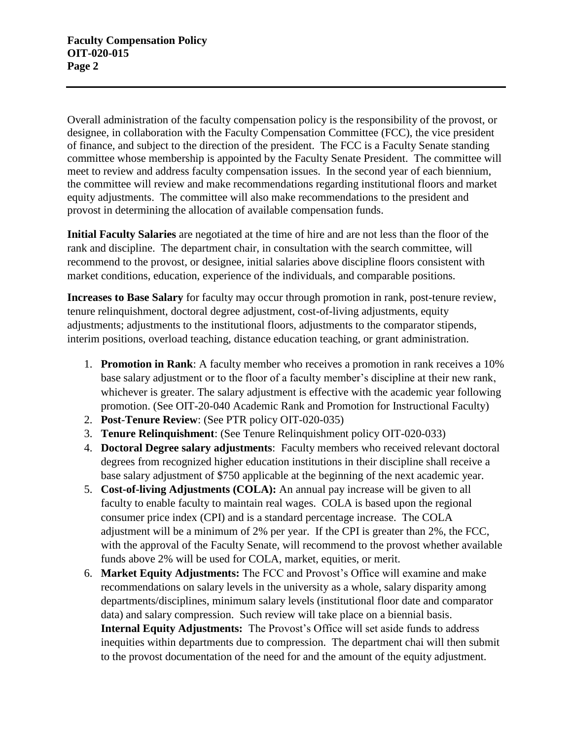Overall administration of the faculty compensation policy is the responsibility of the provost, or designee, in collaboration with the Faculty Compensation Committee (FCC), the vice president of finance, and subject to the direction of the president. The FCC is a Faculty Senate standing committee whose membership is appointed by the Faculty Senate President. The committee will meet to review and address faculty compensation issues. In the second year of each biennium, the committee will review and make recommendations regarding institutional floors and market equity adjustments. The committee will also make recommendations to the president and provost in determining the allocation of available compensation funds.

**Initial Faculty Salaries** are negotiated at the time of hire and are not less than the floor of the rank and discipline. The department chair, in consultation with the search committee, will recommend to the provost, or designee, initial salaries above discipline floors consistent with market conditions, education, experience of the individuals, and comparable positions.

**Increases to Base Salary** for faculty may occur through promotion in rank, post-tenure review, tenure relinquishment, doctoral degree adjustment, cost-of-living adjustments, equity adjustments; adjustments to the institutional floors, adjustments to the comparator stipends, interim positions, overload teaching, distance education teaching, or grant administration.

1. **Promotion in Rank**: A faculty member who receives a promotion in rank receives a 10% base salary adjustment or to the floor of a faculty member's discipline at their new rank, whichever is greater. The salary adjustment is effective with the academic year following promotion. (See OIT-20-040 Academic Rank and Promotion for Instructional Faculty)
2. **Post-Tenure Review**: (See PTR policy OIT-020-035)
3. **Tenure Relinquishment**: (See Tenure Relinquishment policy OIT-020-033)
4. **Doctoral Degree salary adjustments**: Faculty members who received relevant doctoral degrees from recognized higher education institutions in their discipline shall receive a base salary adjustment of $750 applicable at the beginning of the next academic year.
5. **Cost-of-living Adjustments (COLA):** An annual pay increase will be given to all faculty to enable faculty to maintain real wages. COLA is based upon the regional consumer price index (CPI) and is a standard percentage increase. The COLA adjustment will be a minimum of 2% per year. If the CPI is greater than 2%, the FCC, with the approval of the Faculty Senate, will recommend to the provost whether available funds above 2% will be used for COLA, market, equities, or merit.
6. **Market Equity Adjustments:** The FCC and Provost's Office will examine and make recommendations on salary levels in the university as a whole, salary disparity among departments/disciplines, minimum salary levels (institutional floor date and comparator data) and salary compression. Such review will take place on a biennial basis.
   **Internal Equity Adjustments:** The Provost's Office will set aside funds to address inequities within departments due to compression. The department chai will then submit to the provost documentation of the need for and the amount of the equity adjustment.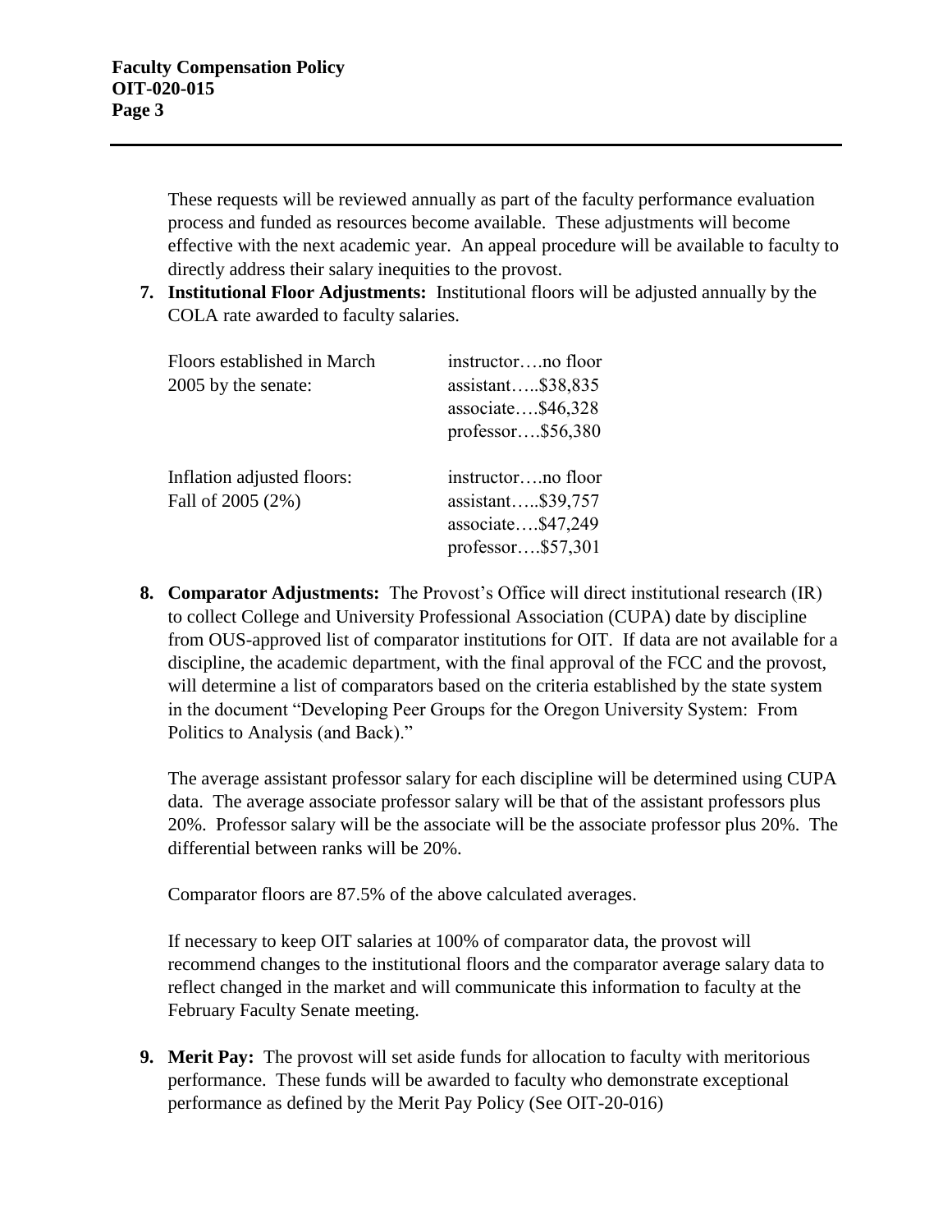These requests will be reviewed annually as part of the faculty performance evaluation process and funded as resources become available. These adjustments will become effective with the next academic year. An appeal procedure will be available to faculty to directly address their salary inequities to the provost.

7. **Institutional Floor Adjustments:** Institutional floors will be adjusted annually by the COLA rate awarded to faculty salaries.

| | |
|---|---|
| Floors established in March 2005 by the senate: | instructor….no floor<br>assistant…..$38,835<br>associate….$46,328<br>professor….$56,380 |
| Inflation adjusted floors: Fall of 2005 (2%) | instructor….no floor<br>assistant…..$39,757<br>associate….$47,249<br>professor….$57,301 |

8. **Comparator Adjustments:** The Provost's Office will direct institutional research (IR) to collect College and University Professional Association (CUPA) date by discipline from OUS-approved list of comparator institutions for OIT. If data are not available for a discipline, the academic department, with the final approval of the FCC and the provost, will determine a list of comparators based on the criteria established by the state system in the document "Developing Peer Groups for the Oregon University System: From Politics to Analysis (and Back)."

   The average assistant professor salary for each discipline will be determined using CUPA data. The average associate professor salary will be that of the assistant professors plus 20%. Professor salary will be the associate will be the associate professor plus 20%. The differential between ranks will be 20%.

   Comparator floors are 87.5% of the above calculated averages.

   If necessary to keep OIT salaries at 100% of comparator data, the provost will recommend changes to the institutional floors and the comparator average salary data to reflect changed in the market and will communicate this information to faculty at the February Faculty Senate meeting.

9. **Merit Pay:** The provost will set aside funds for allocation to faculty with meritorious performance. These funds will be awarded to faculty who demonstrate exceptional performance as defined by the Merit Pay Policy (See OIT-20-016)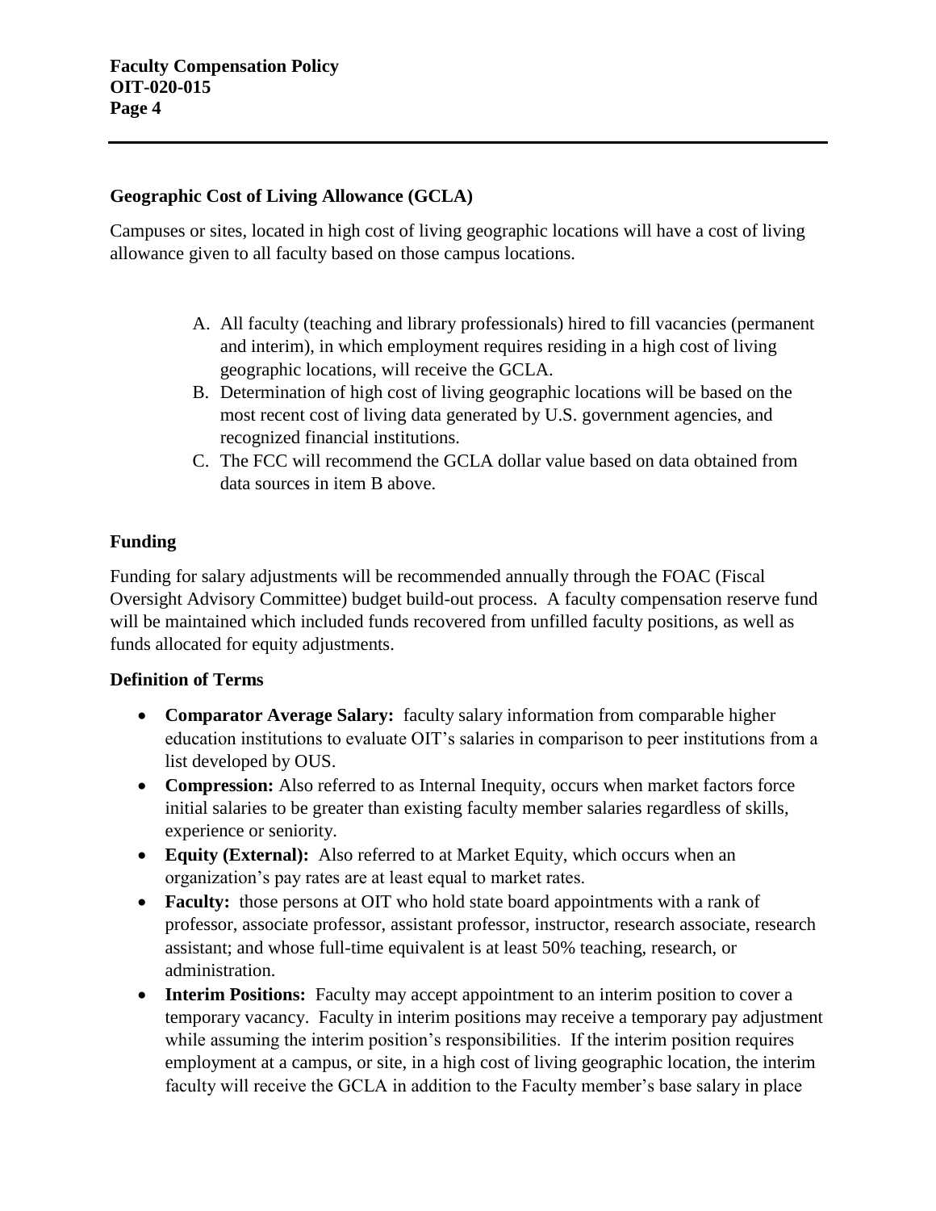## Geographic Cost of Living Allowance (GCLA)

Campuses or sites, located in high cost of living geographic locations will have a cost of living allowance given to all faculty based on those campus locations.

A. All faculty (teaching and library professionals) hired to fill vacancies (permanent and interim), in which employment requires residing in a high cost of living geographic locations, will receive the GCLA.
B. Determination of high cost of living geographic locations will be based on the most recent cost of living data generated by U.S. government agencies, and recognized financial institutions.
C. The FCC will recommend the GCLA dollar value based on data obtained from data sources in item B above.

## Funding

Funding for salary adjustments will be recommended annually through the FOAC (Fiscal Oversight Advisory Committee) budget build-out process. A faculty compensation reserve fund will be maintained which included funds recovered from unfilled faculty positions, as well as funds allocated for equity adjustments.

## Definition of Terms

- **Comparator Average Salary:** faculty salary information from comparable higher education institutions to evaluate OIT's salaries in comparison to peer institutions from a list developed by OUS.
- **Compression:** Also referred to as Internal Inequity, occurs when market factors force initial salaries to be greater than existing faculty member salaries regardless of skills, experience or seniority.
- **Equity (External):** Also referred to at Market Equity, which occurs when an organization's pay rates are at least equal to market rates.
- **Faculty:** those persons at OIT who hold state board appointments with a rank of professor, associate professor, assistant professor, instructor, research associate, research assistant; and whose full-time equivalent is at least 50% teaching, research, or administration.
- **Interim Positions:** Faculty may accept appointment to an interim position to cover a temporary vacancy. Faculty in interim positions may receive a temporary pay adjustment while assuming the interim position's responsibilities. If the interim position requires employment at a campus, or site, in a high cost of living geographic location, the interim faculty will receive the GCLA in addition to the Faculty member's base salary in place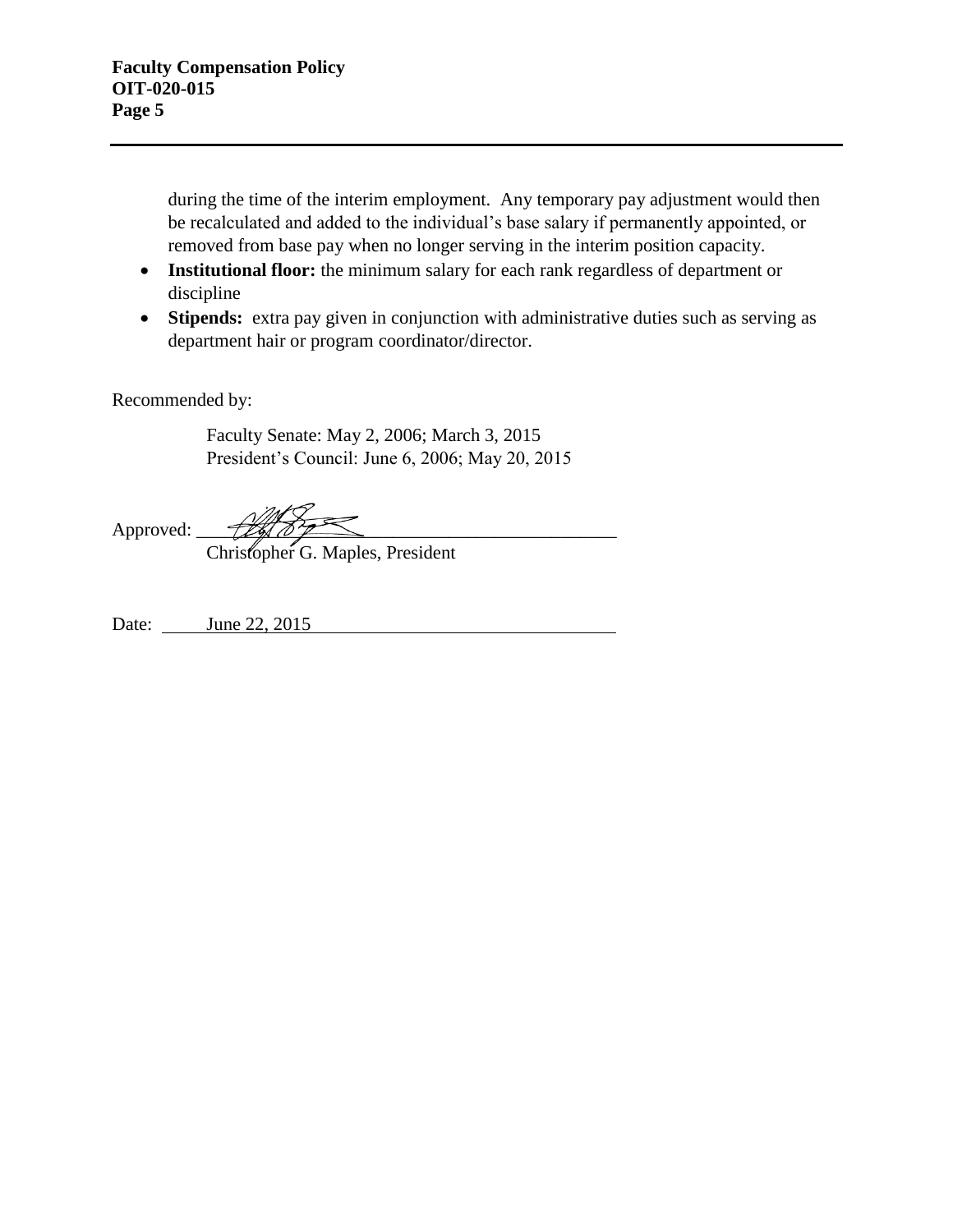during the time of the interim employment. Any temporary pay adjustment would then be recalculated and added to the individual's base salary if permanently appointed, or removed from base pay when no longer serving in the interim position capacity.

- **Institutional floor:** the minimum salary for each rank regardless of department or discipline
- **Stipends:** extra pay given in conjunction with administrative duties such as serving as department hair or program coordinator/director.

Recommended by:

Faculty Senate: May 2, 2006; March 3, 2015
President's Council: June 6, 2006; May 20, 2015

Approved: ______________________________________________
Christopher G. Maples, President

Date: June 22, 2015